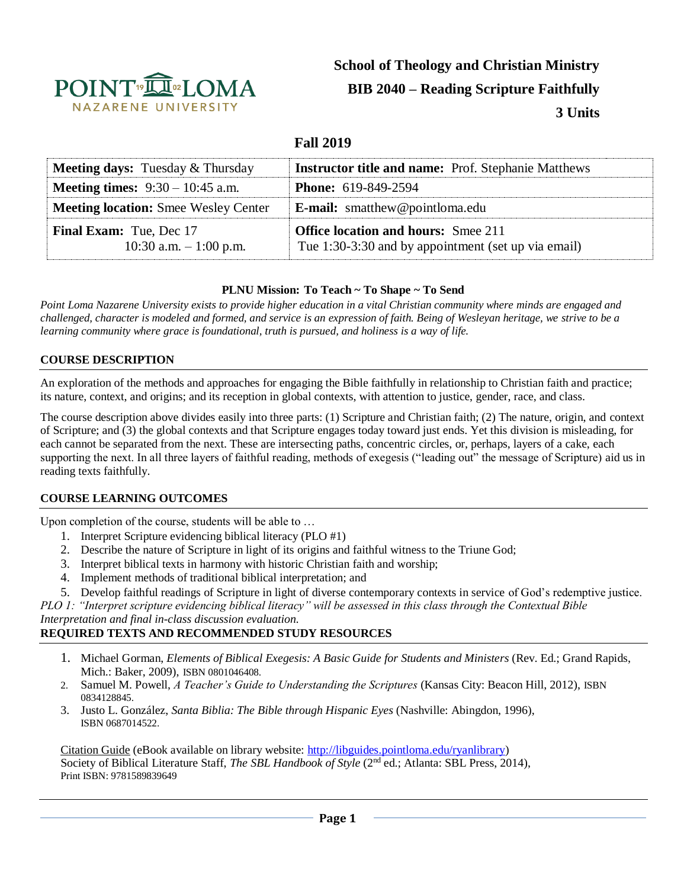POINT LOMA NAZARENE UNIVERSITY

# School of Theology and Christian Ministry

# BIB 2040 – Reading Scripture Faithfully

# 3 Units

## Fall 2019

| **Meeting days:** Tuesday & Thursday | **Instructor title and name:** Prof. Stephanie Matthews |
|---|---|
| **Meeting times:** 9:30 – 10:45 a.m. | **Phone:** 619-849-2594 |
| **Meeting location:** Smee Wesley Center | **E-mail:** smatthew@pointloma.edu |
| **Final Exam:** Tue, Dec 17 10:30 a.m. – 1:00 p.m. | **Office location and hours:** Smee 211 Tue 1:30-3:30 and by appointment (set up via email) |

**PLNU Mission: To Teach ~ To Shape ~ To Send**

*Point Loma Nazarene University exists to provide higher education in a vital Christian community where minds are engaged and challenged, character is modeled and formed, and service is an expression of faith. Being of Wesleyan heritage, we strive to be a learning community where grace is foundational, truth is pursued, and holiness is a way of life.*

### COURSE DESCRIPTION

An exploration of the methods and approaches for engaging the Bible faithfully in relationship to Christian faith and practice; its nature, context, and origins; and its reception in global contexts, with attention to justice, gender, race, and class.

The course description above divides easily into three parts: (1) Scripture and Christian faith; (2) The nature, origin, and context of Scripture; and (3) the global contexts and that Scripture engages today toward just ends. Yet this division is misleading, for each cannot be separated from the next. These are intersecting paths, concentric circles, or, perhaps, layers of a cake, each supporting the next. In all three layers of faithful reading, methods of exegesis ("leading out" the message of Scripture) aid us in reading texts faithfully.

### COURSE LEARNING OUTCOMES

Upon completion of the course, students will be able to …

1. Interpret Scripture evidencing biblical literacy (PLO #1)
2. Describe the nature of Scripture in light of its origins and faithful witness to the Triune God;
3. Interpret biblical texts in harmony with historic Christian faith and worship;
4. Implement methods of traditional biblical interpretation; and
5. Develop faithful readings of Scripture in light of diverse contemporary contexts in service of God's redemptive justice.

*PLO 1: "Interpret scripture evidencing biblical literacy" will be assessed in this class through the Contextual Bible Interpretation and final in-class discussion evaluation.*

### REQUIRED TEXTS AND RECOMMENDED STUDY RESOURCES

1. Michael Gorman, *Elements of Biblical Exegesis: A Basic Guide for Students and Ministers* (Rev. Ed.; Grand Rapids, Mich.: Baker, 2009), ISBN 0801046408.
2. Samuel M. Powell, *A Teacher's Guide to Understanding the Scriptures* (Kansas City: Beacon Hill, 2012), ISBN 0834128845.
3. Justo L. González, *Santa Biblia: The Bible through Hispanic Eyes* (Nashville: Abingdon, 1996), ISBN 0687014522.

Citation Guide (eBook available on library website: http://libguides.pointloma.edu/ryanlibrary)
Society of Biblical Literature Staff, *The SBL Handbook of Style* (2nd ed.; Atlanta: SBL Press, 2014), Print ISBN: 9781589839649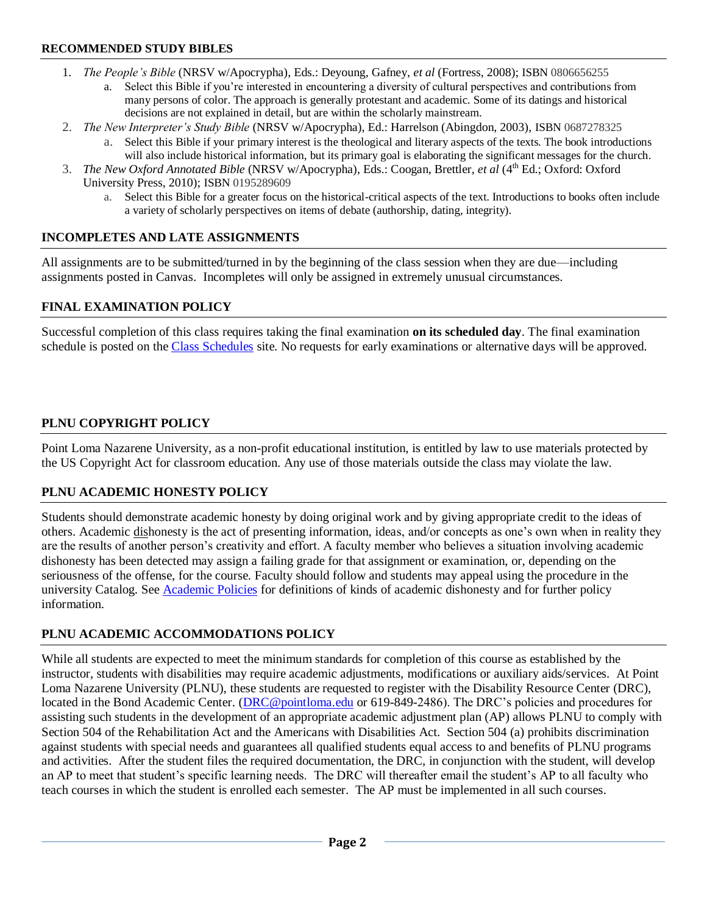## RECOMMENDED STUDY BIBLES

1. *The People's Bible* (NRSV w/Apocrypha), Eds.: Deyoung, Gafney, *et al* (Fortress, 2008); ISBN 0806656255
   a. Select this Bible if you're interested in encountering a diversity of cultural perspectives and contributions from many persons of color. The approach is generally protestant and academic. Some of its datings and historical decisions are not explained in detail, but are within the scholarly mainstream.
2. *The New Interpreter's Study Bible* (NRSV w/Apocrypha), Ed.: Harrelson (Abingdon, 2003), ISBN 0687278325
   a. Select this Bible if your primary interest is the theological and literary aspects of the texts. The book introductions will also include historical information, but its primary goal is elaborating the significant messages for the church.
3. *The New Oxford Annotated Bible* (NRSV w/Apocrypha), Eds.: Coogan, Brettler, *et al* (4th Ed.; Oxford: Oxford University Press, 2010); ISBN 0195289609
   a. Select this Bible for a greater focus on the historical-critical aspects of the text. Introductions to books often include a variety of scholarly perspectives on items of debate (authorship, dating, integrity).

## INCOMPLETES AND LATE ASSIGNMENTS

All assignments are to be submitted/turned in by the beginning of the class session when they are due—including assignments posted in Canvas. Incompletes will only be assigned in extremely unusual circumstances.

## FINAL EXAMINATION POLICY

Successful completion of this class requires taking the final examination **on its scheduled day**. The final examination schedule is posted on the Class Schedules site. No requests for early examinations or alternative days will be approved.

## PLNU COPYRIGHT POLICY

Point Loma Nazarene University, as a non-profit educational institution, is entitled by law to use materials protected by the US Copyright Act for classroom education. Any use of those materials outside the class may violate the law.

## PLNU ACADEMIC HONESTY POLICY

Students should demonstrate academic honesty by doing original work and by giving appropriate credit to the ideas of others. Academic dishonesty is the act of presenting information, ideas, and/or concepts as one's own when in reality they are the results of another person's creativity and effort. A faculty member who believes a situation involving academic dishonesty has been detected may assign a failing grade for that assignment or examination, or, depending on the seriousness of the offense, for the course. Faculty should follow and students may appeal using the procedure in the university Catalog. See Academic Policies for definitions of kinds of academic dishonesty and for further policy information.

## PLNU ACADEMIC ACCOMMODATIONS POLICY

While all students are expected to meet the minimum standards for completion of this course as established by the instructor, students with disabilities may require academic adjustments, modifications or auxiliary aids/services. At Point Loma Nazarene University (PLNU), these students are requested to register with the Disability Resource Center (DRC), located in the Bond Academic Center. (DRC@pointloma.edu or 619-849-2486). The DRC's policies and procedures for assisting such students in the development of an appropriate academic adjustment plan (AP) allows PLNU to comply with Section 504 of the Rehabilitation Act and the Americans with Disabilities Act. Section 504 (a) prohibits discrimination against students with special needs and guarantees all qualified students equal access to and benefits of PLNU programs and activities. After the student files the required documentation, the DRC, in conjunction with the student, will develop an AP to meet that student's specific learning needs. The DRC will thereafter email the student's AP to all faculty who teach courses in which the student is enrolled each semester. The AP must be implemented in all such courses.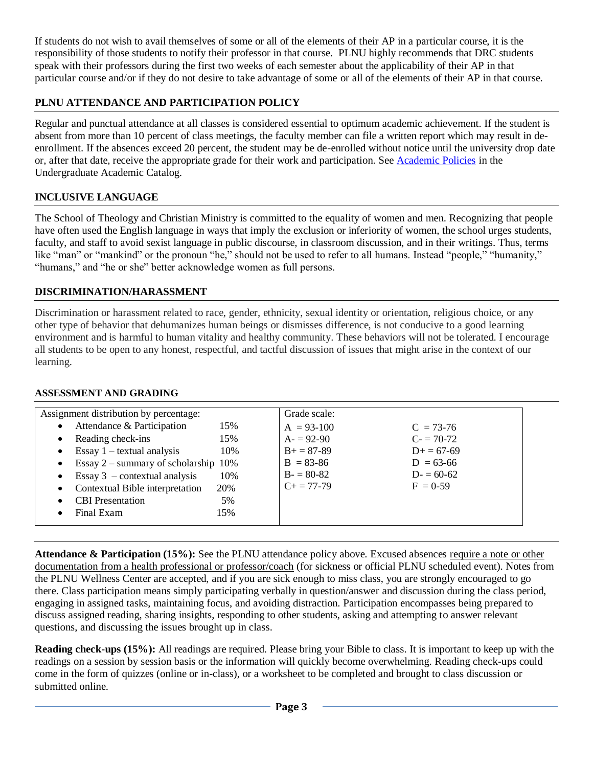If students do not wish to avail themselves of some or all of the elements of their AP in a particular course, it is the responsibility of those students to notify their professor in that course. PLNU highly recommends that DRC students speak with their professors during the first two weeks of each semester about the applicability of their AP in that particular course and/or if they do not desire to take advantage of some or all of the elements of their AP in that course.

## PLNU ATTENDANCE AND PARTICIPATION POLICY

Regular and punctual attendance at all classes is considered essential to optimum academic achievement. If the student is absent from more than 10 percent of class meetings, the faculty member can file a written report which may result in de-enrollment. If the absences exceed 20 percent, the student may be de-enrolled without notice until the university drop date or, after that date, receive the appropriate grade for their work and participation. See Academic Policies in the Undergraduate Academic Catalog.

## INCLUSIVE LANGUAGE

The School of Theology and Christian Ministry is committed to the equality of women and men. Recognizing that people have often used the English language in ways that imply the exclusion or inferiority of women, the school urges students, faculty, and staff to avoid sexist language in public discourse, in classroom discussion, and in their writings. Thus, terms like "man" or "mankind" or the pronoun "he," should not be used to refer to all humans. Instead "people," "humanity," "humans," and "he or she" better acknowledge women as full persons.

## DISCRIMINATION/HARASSMENT

Discrimination or harassment related to race, gender, ethnicity, sexual identity or orientation, religious choice, or any other type of behavior that dehumanizes human beings or dismisses difference, is not conducive to a good learning environment and is harmful to human vitality and healthy community. These behaviors will not be tolerated. I encourage all students to be open to any honest, respectful, and tactful discussion of issues that might arise in the context of our learning.

## ASSESSMENT AND GRADING

| Assignment distribution by percentage: | | Grade scale: | |
|---|---|---|---|
| • Attendance & Participation | 15% | A = 93-100 | C = 73-76 |
| • Reading check-ins | 15% | A- = 92-90 | C- = 70-72 |
| • Essay 1 – textual analysis | 10% | B+ = 87-89 | D+ = 67-69 |
| • Essay 2 – summary of scholarship | 10% | B = 83-86 | D = 63-66 |
| • Essay 3 – contextual analysis | 10% | B- = 80-82 | D- = 60-62 |
| • Contextual Bible interpretation | 20% | C+ = 77-79 | F = 0-59 |
| • CBI Presentation | 5% | | |
| • Final Exam | 15% | | |

**Attendance & Participation (15%):** See the PLNU attendance policy above. Excused absences require a note or other documentation from a health professional or professor/coach (for sickness or official PLNU scheduled event). Notes from the PLNU Wellness Center are accepted, and if you are sick enough to miss class, you are strongly encouraged to go there. Class participation means simply participating verbally in question/answer and discussion during the class period, engaging in assigned tasks, maintaining focus, and avoiding distraction. Participation encompasses being prepared to discuss assigned reading, sharing insights, responding to other students, asking and attempting to answer relevant questions, and discussing the issues brought up in class.

**Reading check-ups (15%):** All readings are required. Please bring your Bible to class. It is important to keep up with the readings on a session by session basis or the information will quickly become overwhelming. Reading check-ups could come in the form of quizzes (online or in-class), or a worksheet to be completed and brought to class discussion or submitted online.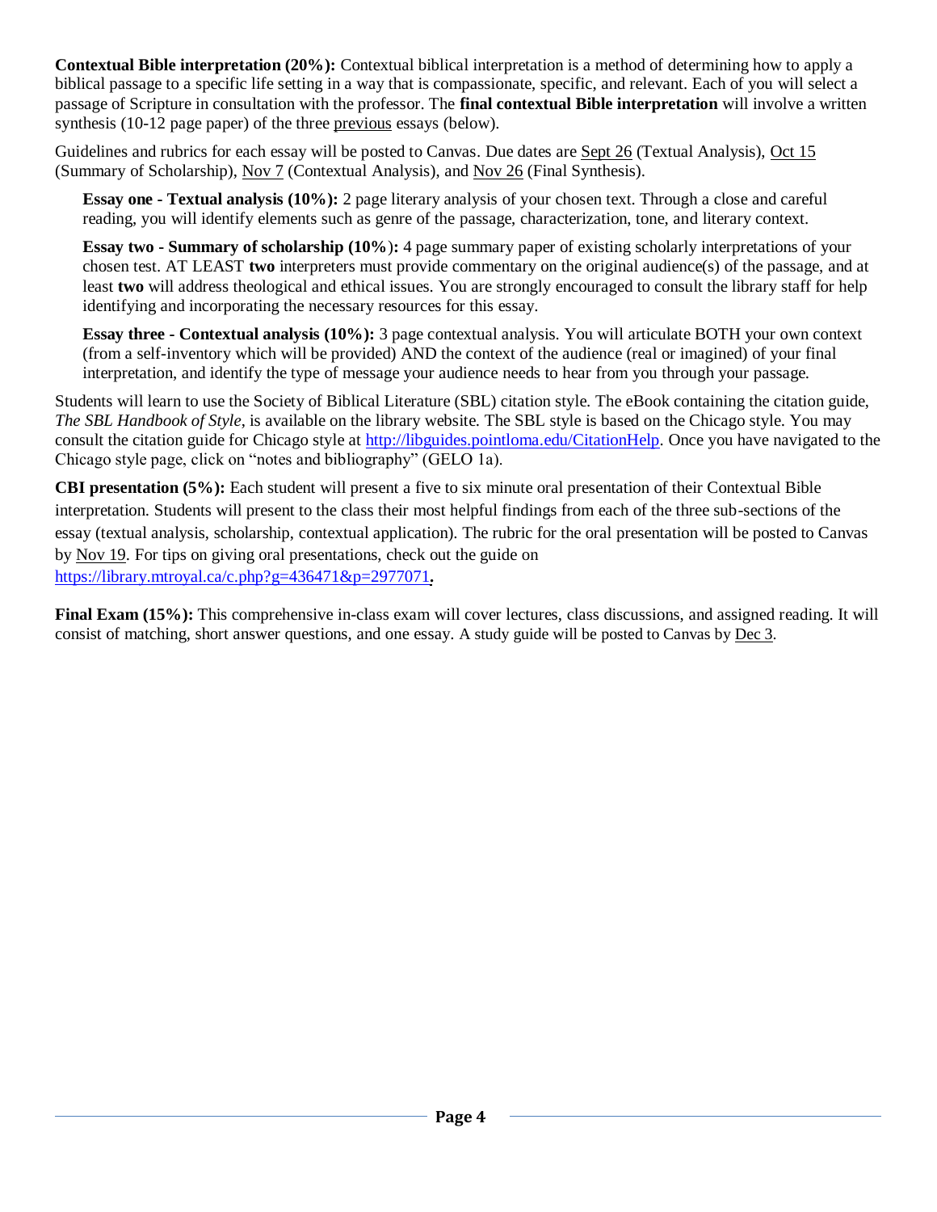**Contextual Bible interpretation (20%):** Contextual biblical interpretation is a method of determining how to apply a biblical passage to a specific life setting in a way that is compassionate, specific, and relevant. Each of you will select a passage of Scripture in consultation with the professor. The **final contextual Bible interpretation** will involve a written synthesis (10-12 page paper) of the three previous essays (below).

Guidelines and rubrics for each essay will be posted to Canvas. Due dates are Sept 26 (Textual Analysis), Oct 15 (Summary of Scholarship), Nov 7 (Contextual Analysis), and Nov 26 (Final Synthesis).

> **Essay one - Textual analysis (10%):** 2 page literary analysis of your chosen text. Through a close and careful reading, you will identify elements such as genre of the passage, characterization, tone, and literary context.
>
> **Essay two - Summary of scholarship (10%):** 4 page summary paper of existing scholarly interpretations of your chosen test. AT LEAST **two** interpreters must provide commentary on the original audience(s) of the passage, and at least **two** will address theological and ethical issues. You are strongly encouraged to consult the library staff for help identifying and incorporating the necessary resources for this essay.
>
> **Essay three - Contextual analysis (10%):** 3 page contextual analysis. You will articulate BOTH your own context (from a self-inventory which will be provided) AND the context of the audience (real or imagined) of your final interpretation, and identify the type of message your audience needs to hear from you through your passage.

Students will learn to use the Society of Biblical Literature (SBL) citation style. The eBook containing the citation guide, *The SBL Handbook of Style*, is available on the library website. The SBL style is based on the Chicago style. You may consult the citation guide for Chicago style at http://libguides.pointloma.edu/CitationHelp. Once you have navigated to the Chicago style page, click on "notes and bibliography" (GELO 1a).

**CBI presentation (5%):** Each student will present a five to six minute oral presentation of their Contextual Bible interpretation. Students will present to the class their most helpful findings from each of the three sub-sections of the essay (textual analysis, scholarship, contextual application). The rubric for the oral presentation will be posted to Canvas by Nov 19. For tips on giving oral presentations, check out the guide on https://library.mtroyal.ca/c.php?g=436471&p=2977071.

**Final Exam (15%):** This comprehensive in-class exam will cover lectures, class discussions, and assigned reading. It will consist of matching, short answer questions, and one essay. A study guide will be posted to Canvas by Dec 3.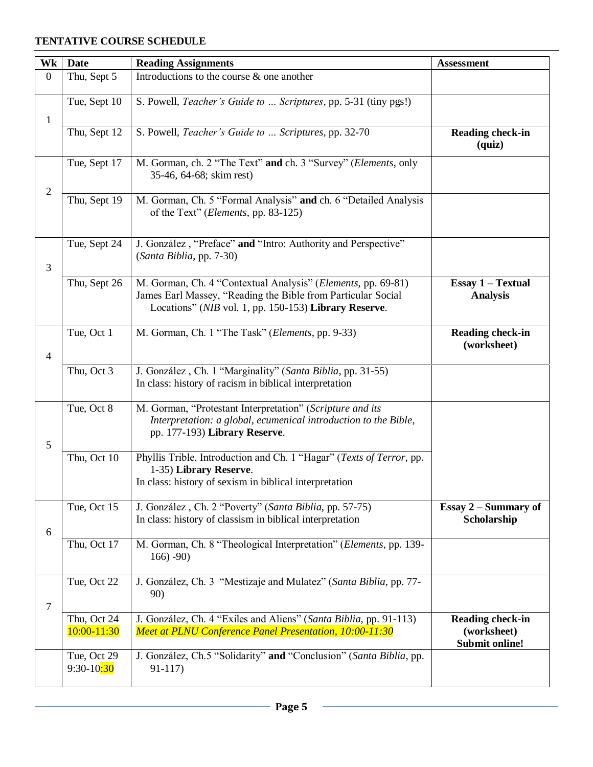**TENTATIVE COURSE SCHEDULE**

| Wk | Date | Reading Assignments | Assessment |
|---|---|---|---|
| 0 | Thu, Sept 5 | Introductions to the course & one another | |
| 1 | Tue, Sept 10 | S. Powell, *Teacher's Guide to … Scriptures*, pp. 5-31 (tiny pgs!) | |
| | Thu, Sept 12 | S. Powell, *Teacher's Guide to … Scriptures*, pp. 32-70 | **Reading check-in (quiz)** |
| 2 | Tue, Sept 17 | M. Gorman, ch. 2 "The Text" **and** ch. 3 "Survey" (*Elements*, only 35-46, 64-68; skim rest) | |
| | Thu, Sept 19 | M. Gorman, Ch. 5 "Formal Analysis" **and** ch. 6 "Detailed Analysis of the Text" (*Elements*, pp. 83-125) | |
| 3 | Tue, Sept 24 | J. González , "Preface" **and** "Intro: Authority and Perspective" (*Santa Biblia*, pp. 7-30) | |
| | Thu, Sept 26 | M. Gorman, Ch. 4 "Contextual Analysis" (*Elements*, pp. 69-81)<br>James Earl Massey, "Reading the Bible from Particular Social Locations" (*NIB* vol. 1, pp. 150-153) **Library Reserve**. | **Essay 1 – Textual Analysis** |
| 4 | Tue, Oct 1 | M. Gorman, Ch. 1 "The Task" (*Elements*, pp. 9-33) | **Reading check-in (worksheet)** |
| | Thu, Oct 3 | J. González , Ch. 1 "Marginality" (*Santa Biblia*, pp. 31-55)<br>In class: history of racism in biblical interpretation | |
| 5 | Tue, Oct 8 | M. Gorman, "Protestant Interpretation" (*Scripture and its Interpretation: a global, ecumenical introduction to the Bible*, pp. 177-193) **Library Reserve**. | |
| | Thu, Oct 10 | Phyllis Trible, Introduction and Ch. 1 "Hagar" (*Texts of Terror*, pp. 1-35) **Library Reserve**.<br>In class: history of sexism in biblical interpretation | |
| 6 | Tue, Oct 15 | J. González , Ch. 2 "Poverty" (*Santa Biblia*, pp. 57-75)<br>In class: history of classism in biblical interpretation | **Essay 2 – Summary of Scholarship** |
| | Thu, Oct 17 | M. Gorman, Ch. 8 "Theological Interpretation" (*Elements*, pp. 139-166) -90) | |
| 7 | Tue, Oct 22 | J. González, Ch. 3 "Mestizaje and Mulatez" (*Santa Biblia*, pp. 77-90) | |
| | Thu, Oct 24<br>10:00-11:30 | J. González, Ch. 4 "Exiles and Aliens" (*Santa Biblia*, pp. 91-113)<br>*Meet at PLNU Conference Panel Presentation, 10:00-11:30* | **Reading check-in (worksheet) Submit online!** |
| | Tue, Oct 29<br>9:30-10:30 | J. González, Ch.5 "Solidarity" **and** "Conclusion" (*Santa Biblia*, pp. 91-117) | |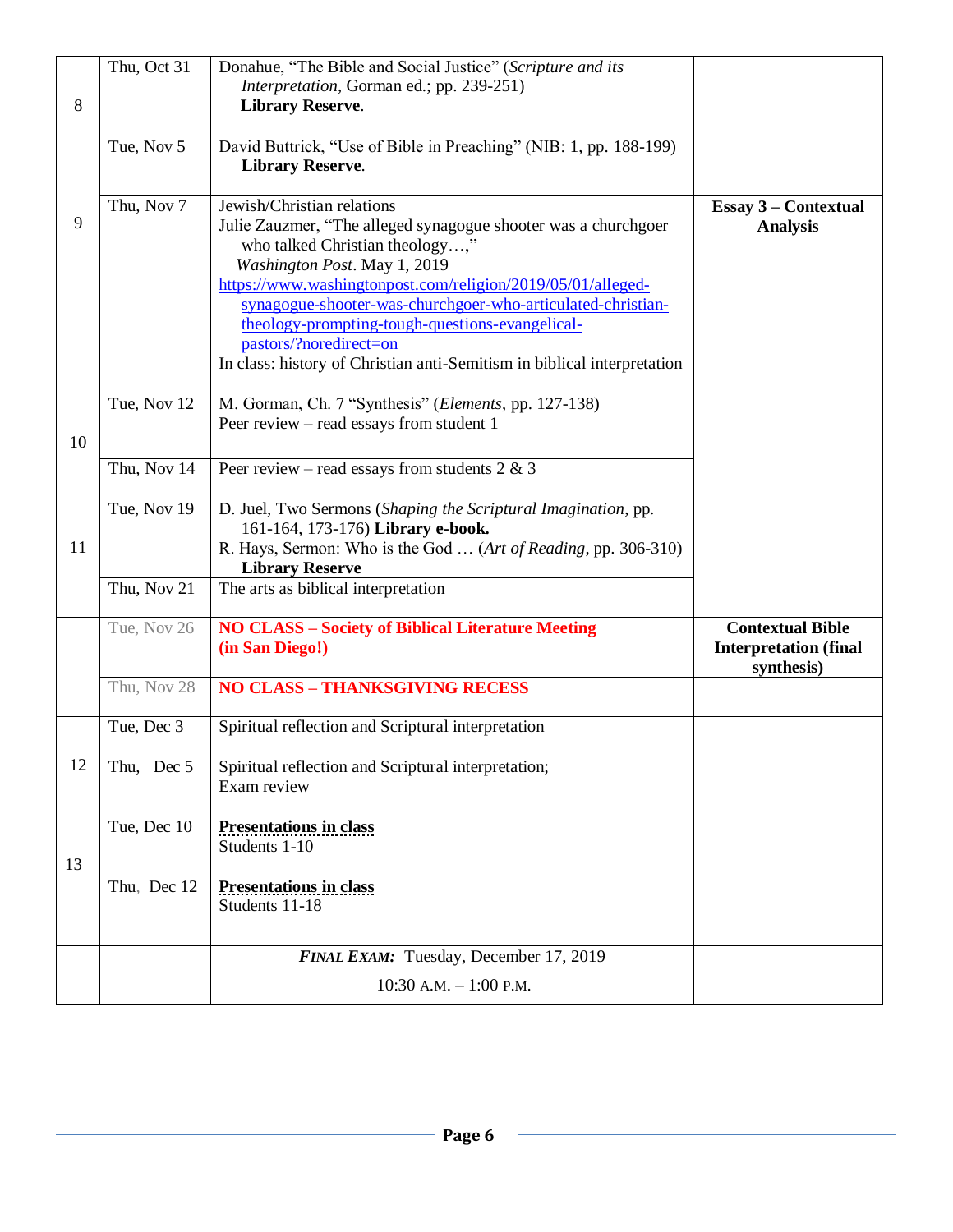| | | | |
|---|---|---|---|
| 8 | Thu, Oct 31 | Donahue, "The Bible and Social Justice" (*Scripture and its Interpretation*, Gorman ed.; pp. 239-251) **Library Reserve**. | |
| 9 | Tue, Nov 5 | David Buttrick, "Use of Bible in Preaching" (NIB: 1, pp. 188-199) **Library Reserve**. | |
| | Thu, Nov 7 | Jewish/Christian relations<br>Julie Zauzmer, "The alleged synagogue shooter was a churchgoer who talked Christian theology…," *Washington Post*. May 1, 2019<br>[https://www.washingtonpost.com/religion/2019/05/01/alleged-synagogue-shooter-was-churchgoer-who-articulated-christian-theology-prompting-tough-questions-evangelical-pastors/?noredirect=on](https://www.washingtonpost.com/religion/2019/05/01/alleged-synagogue-shooter-was-churchgoer-who-articulated-christian-theology-prompting-tough-questions-evangelical-pastors/?noredirect=on)<br>In class: history of Christian anti-Semitism in biblical interpretation | **Essay 3 – Contextual Analysis** |
| 10 | Tue, Nov 12 | M. Gorman, Ch. 7 "Synthesis" (*Elements*, pp. 127-138)<br>Peer review – read essays from student 1 | |
| | Thu, Nov 14 | Peer review – read essays from students 2 & 3 | |
| 11 | Tue, Nov 19 | D. Juel, Two Sermons (*Shaping the Scriptural Imagination*, pp. 161-164, 173-176) **Library e-book.**<br>R. Hays, Sermon: Who is the God … (*Art of Reading*, pp. 306-310) **Library Reserve** | |
| | Thu, Nov 21 | The arts as biblical interpretation | |
| | Tue, Nov 26 | **NO CLASS – Society of Biblical Literature Meeting (in San Diego!)** | **Contextual Bible Interpretation (final synthesis)** |
| | Thu, Nov 28 | **NO CLASS – THANKSGIVING RECESS** | |
| 12 | Tue, Dec 3 | Spiritual reflection and Scriptural interpretation | |
| | Thu, Dec 5 | Spiritual reflection and Scriptural interpretation;<br>Exam review | |
| 13 | Tue, Dec 10 | **Presentations in class**<br>Students 1-10 | |
| | Thu, Dec 12 | **Presentations in class**<br>Students 11-18 | |
| | | ***FINAL EXAM:*** Tuesday, December 17, 2019<br>10:30 A.M. – 1:00 P.M. | |